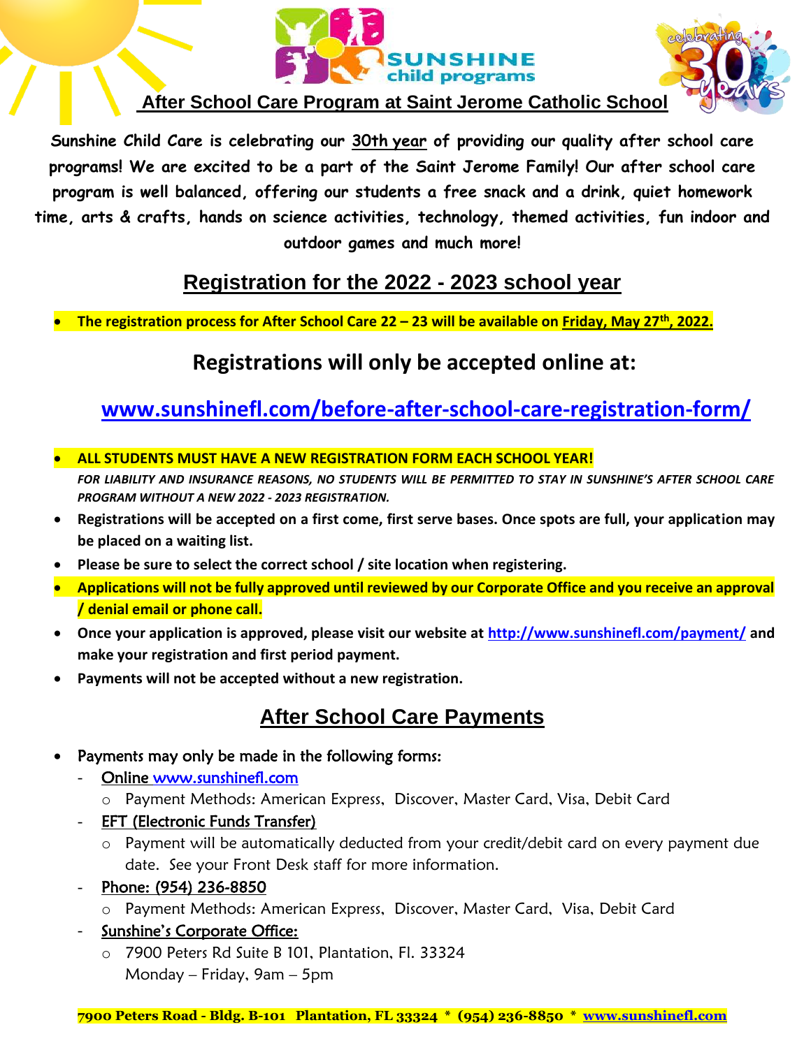# After School Care Program at Saint Jerome Catholic School

**Sunshine Child Care is celebrating our 30th year of providing our quality after school care programs! We are excited to be a part of the Saint Jerome Family! Our after school care program is well balanced, offering our students a free snack and a drink, quiet homework time, arts & crafts, hands on science activities, technology, themed activities, fun indoor and outdoor games and much more!**

## Registration for the 2022 - 2023 school year

- **The registration process for After School Care 22 – 23 will be available on Friday, May 27th, 2022.**

## Registrations will only be accepted online at:

## www.sunshinefl.com/before-after-school-care-registration-form/

- **ALL STUDENTS MUST HAVE A NEW REGISTRATION FORM EACH SCHOOL YEAR!**
  ***FOR LIABILITY AND INSURANCE REASONS, NO STUDENTS WILL BE PERMITTED TO STAY IN SUNSHINE'S AFTER SCHOOL CARE PROGRAM WITHOUT A NEW 2022 - 2023 REGISTRATION.***
- **Registrations will be accepted on a first come, first serve bases. Once spots are full, your application may be placed on a waiting list.**
- **Please be sure to select the correct school / site location when registering.**
- **Applications will not be fully approved until reviewed by our Corporate Office and you receive an approval / denial email or phone call.**
- **Once your application is approved, please visit our website at http://www.sunshinefl.com/payment/ and make your registration and first period payment.**
- **Payments will not be accepted without a new registration.**

## After School Care Payments

- Payments may only be made in the following forms:
  - Online www.sunshinefl.com
    - Payment Methods: American Express, Discover, Master Card, Visa, Debit Card
  - EFT (Electronic Funds Transfer)
    - Payment will be automatically deducted from your credit/debit card on every payment due date. See your Front Desk staff for more information.
  - Phone: (954) 236-8850
    - Payment Methods: American Express, Discover, Master Card, Visa, Debit Card
  - Sunshine's Corporate Office:
    - 7900 Peters Rd Suite B 101, Plantation, Fl. 33324
      Monday – Friday, 9am – 5pm

**7900 Peters Road - Bldg. B-101 Plantation, FL 33324 * (954) 236-8850 * www.sunshinefl.com**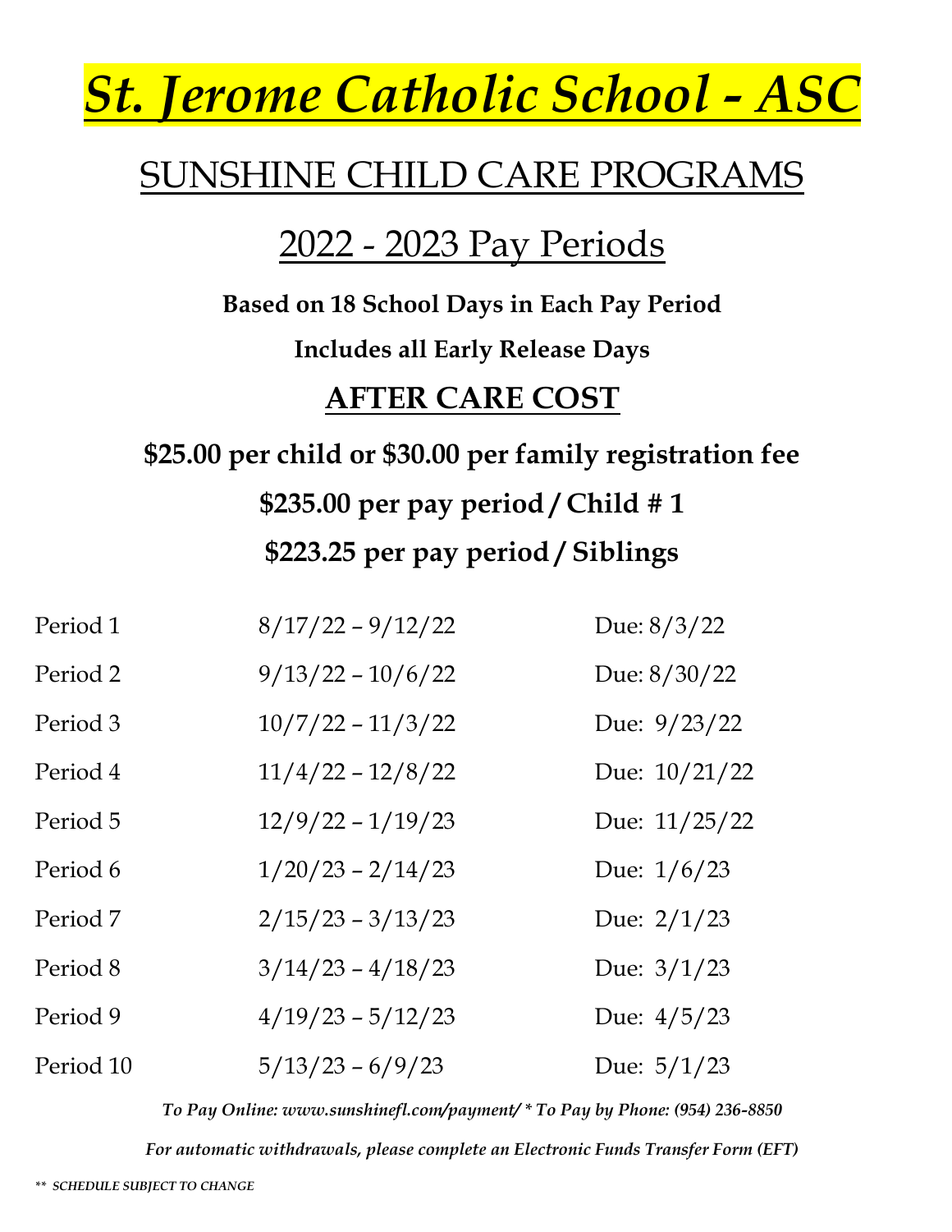# St. Jerome Catholic School - ASC

## SUNSHINE CHILD CARE PROGRAMS

## 2022 - 2023 Pay Periods

**Based on 18 School Days in Each Pay Period**

**Includes all Early Release Days**

### AFTER CARE COST

**$25.00 per child or $30.00 per family registration fee**

**$235.00 per pay period / Child # 1**

**$223.25 per pay period / Siblings**

| | | |
|---|---|---|
| Period 1 | 8/17/22 – 9/12/22 | Due: 8/3/22 |
| Period 2 | 9/13/22 – 10/6/22 | Due: 8/30/22 |
| Period 3 | 10/7/22 – 11/3/22 | Due: 9/23/22 |
| Period 4 | 11/4/22 – 12/8/22 | Due: 10/21/22 |
| Period 5 | 12/9/22 – 1/19/23 | Due: 11/25/22 |
| Period 6 | 1/20/23 – 2/14/23 | Due: 1/6/23 |
| Period 7 | 2/15/23 – 3/13/23 | Due: 2/1/23 |
| Period 8 | 3/14/23 – 4/18/23 | Due: 3/1/23 |
| Period 9 | 4/19/23 – 5/12/23 | Due: 4/5/23 |
| Period 10 | 5/13/23 – 6/9/23 | Due: 5/1/23 |

*To Pay Online: www.sunshinefl.com/payment/ * To Pay by Phone: (954) 236-8850*

*For automatic withdrawals, please complete an Electronic Funds Transfer Form (EFT)*

*** SCHEDULE SUBJECT TO CHANGE*